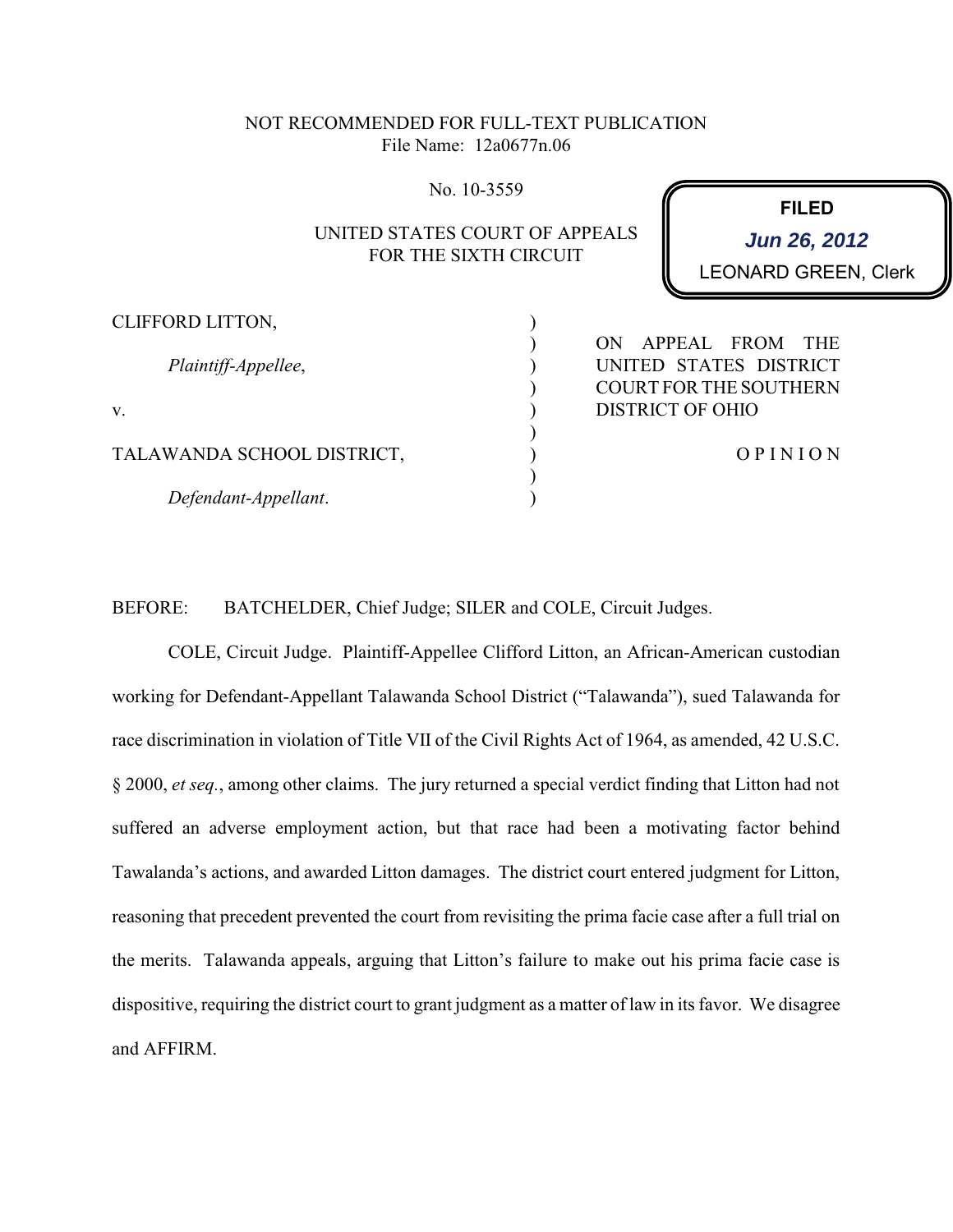NOT RECOMMENDED FOR FULL-TEXT PUBLICATION
File Name: 12a0677n.06

No. 10-3559

UNITED STATES COURT OF APPEALS
FOR THE SIXTH CIRCUIT

**FILED**
***Jun 26, 2012***
LEONARD GREEN, Clerk

CLIFFORD LITTON,

*Plaintiff-Appellee*,

v.

TALAWANDA SCHOOL DISTRICT,

*Defendant-Appellant*.

ON APPEAL FROM THE UNITED STATES DISTRICT COURT FOR THE SOUTHERN DISTRICT OF OHIO

O P I N I O N

BEFORE: BATCHELDER, Chief Judge; SILER and COLE, Circuit Judges.

COLE, Circuit Judge. Plaintiff-Appellee Clifford Litton, an African-American custodian working for Defendant-Appellant Talawanda School District ("Talawanda"), sued Talawanda for race discrimination in violation of Title VII of the Civil Rights Act of 1964, as amended, 42 U.S.C. § 2000, *et seq.*, among other claims. The jury returned a special verdict finding that Litton had not suffered an adverse employment action, but that race had been a motivating factor behind Tawalanda's actions, and awarded Litton damages. The district court entered judgment for Litton, reasoning that precedent prevented the court from revisiting the prima facie case after a full trial on the merits. Talawanda appeals, arguing that Litton's failure to make out his prima facie case is dispositive, requiring the district court to grant judgment as a matter of law in its favor. We disagree and AFFIRM.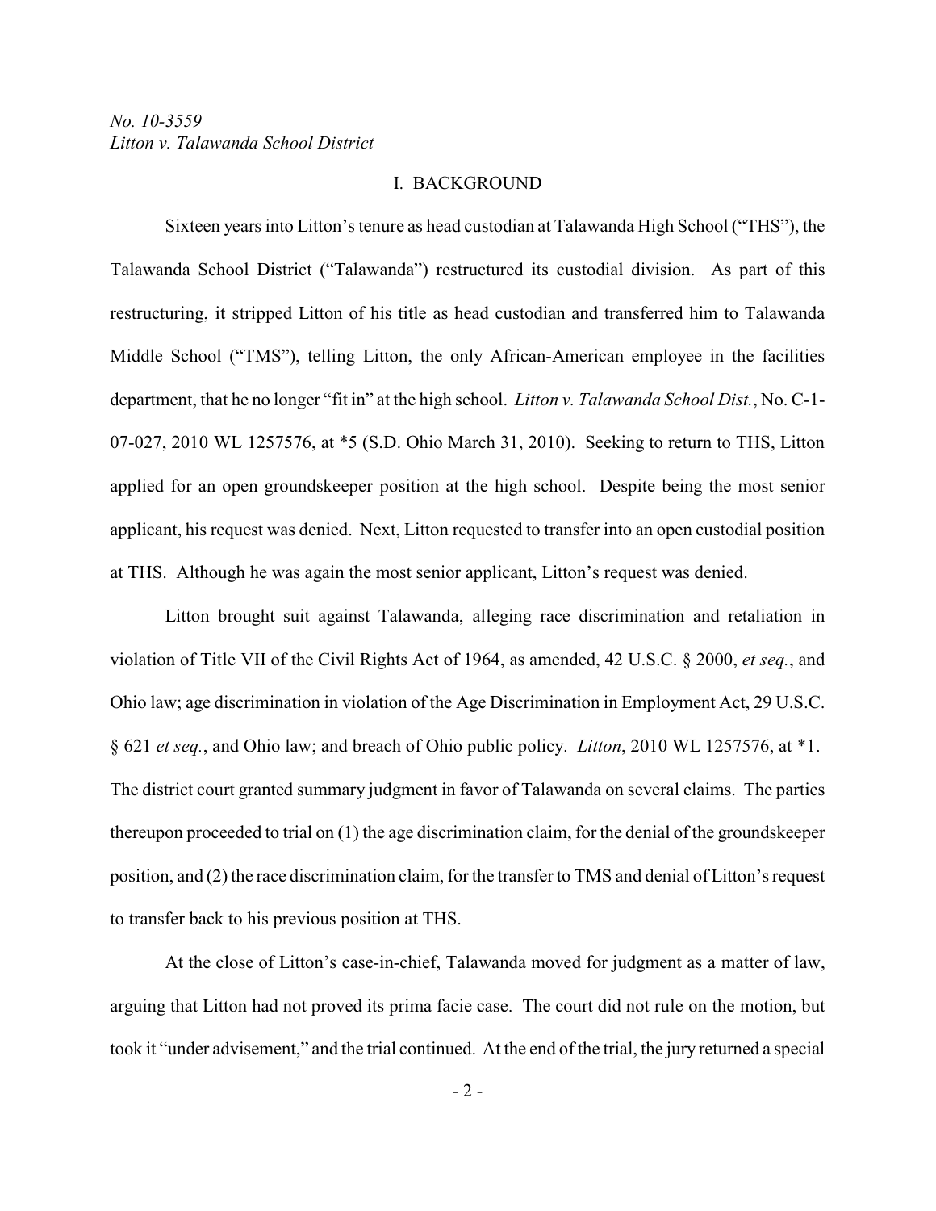## I. BACKGROUND

Sixteen years into Litton's tenure as head custodian at Talawanda High School ("THS"), the Talawanda School District ("Talawanda") restructured its custodial division. As part of this restructuring, it stripped Litton of his title as head custodian and transferred him to Talawanda Middle School ("TMS"), telling Litton, the only African-American employee in the facilities department, that he no longer "fit in" at the high school. *Litton v. Talawanda School Dist.*, No. C-1-07-027, 2010 WL 1257576, at *5 (S.D. Ohio March 31, 2010). Seeking to return to THS, Litton applied for an open groundskeeper position at the high school. Despite being the most senior applicant, his request was denied. Next, Litton requested to transfer into an open custodial position at THS. Although he was again the most senior applicant, Litton's request was denied.

Litton brought suit against Talawanda, alleging race discrimination and retaliation in violation of Title VII of the Civil Rights Act of 1964, as amended, 42 U.S.C. § 2000, *et seq.*, and Ohio law; age discrimination in violation of the Age Discrimination in Employment Act, 29 U.S.C. § 621 *et seq.*, and Ohio law; and breach of Ohio public policy. *Litton*, 2010 WL 1257576, at *1. The district court granted summary judgment in favor of Talawanda on several claims. The parties thereupon proceeded to trial on (1) the age discrimination claim, for the denial of the groundskeeper position, and (2) the race discrimination claim, for the transfer to TMS and denial of Litton's request to transfer back to his previous position at THS.

At the close of Litton's case-in-chief, Talawanda moved for judgment as a matter of law, arguing that Litton had not proved its prima facie case. The court did not rule on the motion, but took it "under advisement," and the trial continued. At the end of the trial, the jury returned a special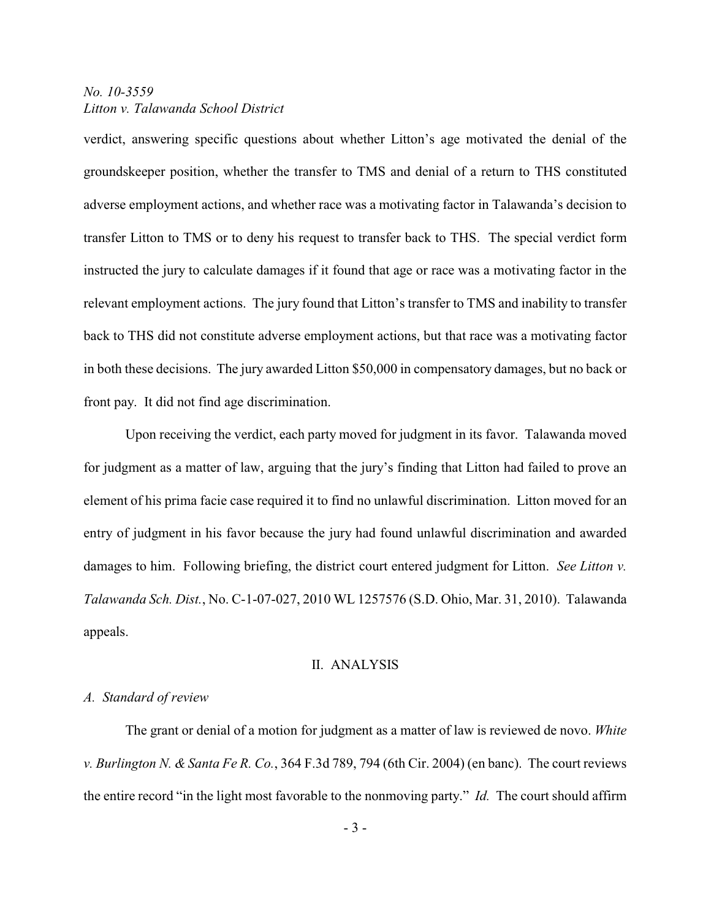verdict, answering specific questions about whether Litton's age motivated the denial of the groundskeeper position, whether the transfer to TMS and denial of a return to THS constituted adverse employment actions, and whether race was a motivating factor in Talawanda's decision to transfer Litton to TMS or to deny his request to transfer back to THS. The special verdict form instructed the jury to calculate damages if it found that age or race was a motivating factor in the relevant employment actions. The jury found that Litton's transfer to TMS and inability to transfer back to THS did not constitute adverse employment actions, but that race was a motivating factor in both these decisions. The jury awarded Litton $50,000 in compensatory damages, but no back or front pay. It did not find age discrimination.

Upon receiving the verdict, each party moved for judgment in its favor. Talawanda moved for judgment as a matter of law, arguing that the jury's finding that Litton had failed to prove an element of his prima facie case required it to find no unlawful discrimination. Litton moved for an entry of judgment in his favor because the jury had found unlawful discrimination and awarded damages to him. Following briefing, the district court entered judgment for Litton. *See Litton v. Talawanda Sch. Dist.*, No. C-1-07-027, 2010 WL 1257576 (S.D. Ohio, Mar. 31, 2010). Talawanda appeals.

## II. ANALYSIS

### *A. Standard of review*

The grant or denial of a motion for judgment as a matter of law is reviewed de novo. *White v. Burlington N. & Santa Fe R. Co.*, 364 F.3d 789, 794 (6th Cir. 2004) (en banc). The court reviews the entire record "in the light most favorable to the nonmoving party." *Id.* The court should affirm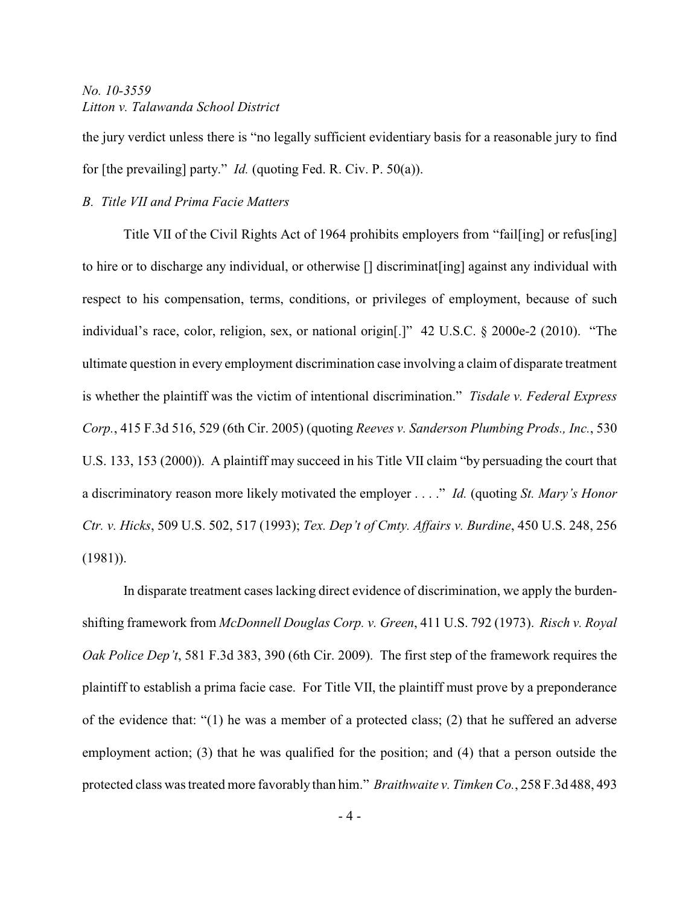the jury verdict unless there is "no legally sufficient evidentiary basis for a reasonable jury to find for [the prevailing] party." *Id.* (quoting Fed. R. Civ. P. 50(a)).

*B. Title VII and Prima Facie Matters*

Title VII of the Civil Rights Act of 1964 prohibits employers from "fail[ing] or refus[ing] to hire or to discharge any individual, or otherwise [] discriminat[ing] against any individual with respect to his compensation, terms, conditions, or privileges of employment, because of such individual's race, color, religion, sex, or national origin[.]" 42 U.S.C. § 2000e-2 (2010). "The ultimate question in every employment discrimination case involving a claim of disparate treatment is whether the plaintiff was the victim of intentional discrimination." *Tisdale v. Federal Express Corp.*, 415 F.3d 516, 529 (6th Cir. 2005) (quoting *Reeves v. Sanderson Plumbing Prods., Inc.*, 530 U.S. 133, 153 (2000)). A plaintiff may succeed in his Title VII claim "by persuading the court that a discriminatory reason more likely motivated the employer . . . ." *Id.* (quoting *St. Mary's Honor Ctr. v. Hicks*, 509 U.S. 502, 517 (1993); *Tex. Dep't of Cmty. Affairs v. Burdine*, 450 U.S. 248, 256 (1981)).

In disparate treatment cases lacking direct evidence of discrimination, we apply the burden-shifting framework from *McDonnell Douglas Corp. v. Green*, 411 U.S. 792 (1973). *Risch v. Royal Oak Police Dep't*, 581 F.3d 383, 390 (6th Cir. 2009). The first step of the framework requires the plaintiff to establish a prima facie case. For Title VII, the plaintiff must prove by a preponderance of the evidence that: "(1) he was a member of a protected class; (2) that he suffered an adverse employment action; (3) that he was qualified for the position; and (4) that a person outside the protected class was treated more favorably than him." *Braithwaite v. Timken Co.*, 258 F.3d 488, 493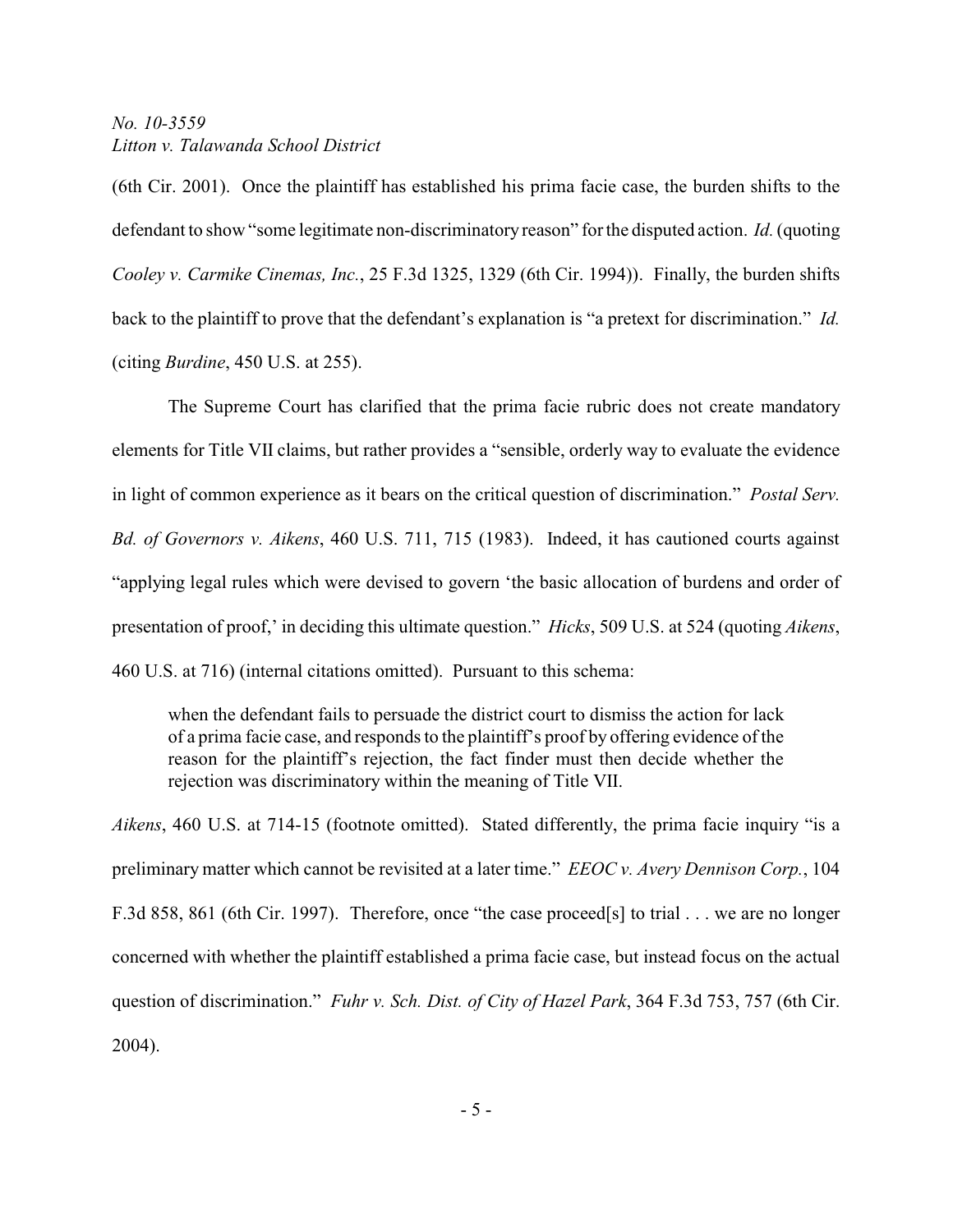(6th Cir. 2001). Once the plaintiff has established his prima facie case, the burden shifts to the defendant to show "some legitimate non-discriminatory reason" for the disputed action. *Id.* (quoting *Cooley v. Carmike Cinemas, Inc.*, 25 F.3d 1325, 1329 (6th Cir. 1994)). Finally, the burden shifts back to the plaintiff to prove that the defendant's explanation is "a pretext for discrimination." *Id.* (citing *Burdine*, 450 U.S. at 255).

The Supreme Court has clarified that the prima facie rubric does not create mandatory elements for Title VII claims, but rather provides a "sensible, orderly way to evaluate the evidence in light of common experience as it bears on the critical question of discrimination." *Postal Serv. Bd. of Governors v. Aikens*, 460 U.S. 711, 715 (1983). Indeed, it has cautioned courts against "applying legal rules which were devised to govern 'the basic allocation of burdens and order of presentation of proof,' in deciding this ultimate question." *Hicks*, 509 U.S. at 524 (quoting *Aikens*, 460 U.S. at 716) (internal citations omitted). Pursuant to this schema:

> when the defendant fails to persuade the district court to dismiss the action for lack of a prima facie case, and responds to the plaintiff's proof by offering evidence of the reason for the plaintiff's rejection, the fact finder must then decide whether the rejection was discriminatory within the meaning of Title VII.

*Aikens*, 460 U.S. at 714-15 (footnote omitted). Stated differently, the prima facie inquiry "is a preliminary matter which cannot be revisited at a later time." *EEOC v. Avery Dennison Corp.*, 104 F.3d 858, 861 (6th Cir. 1997). Therefore, once "the case proceed[s] to trial . . . we are no longer concerned with whether the plaintiff established a prima facie case, but instead focus on the actual question of discrimination." *Fuhr v. Sch. Dist. of City of Hazel Park*, 364 F.3d 753, 757 (6th Cir. 2004).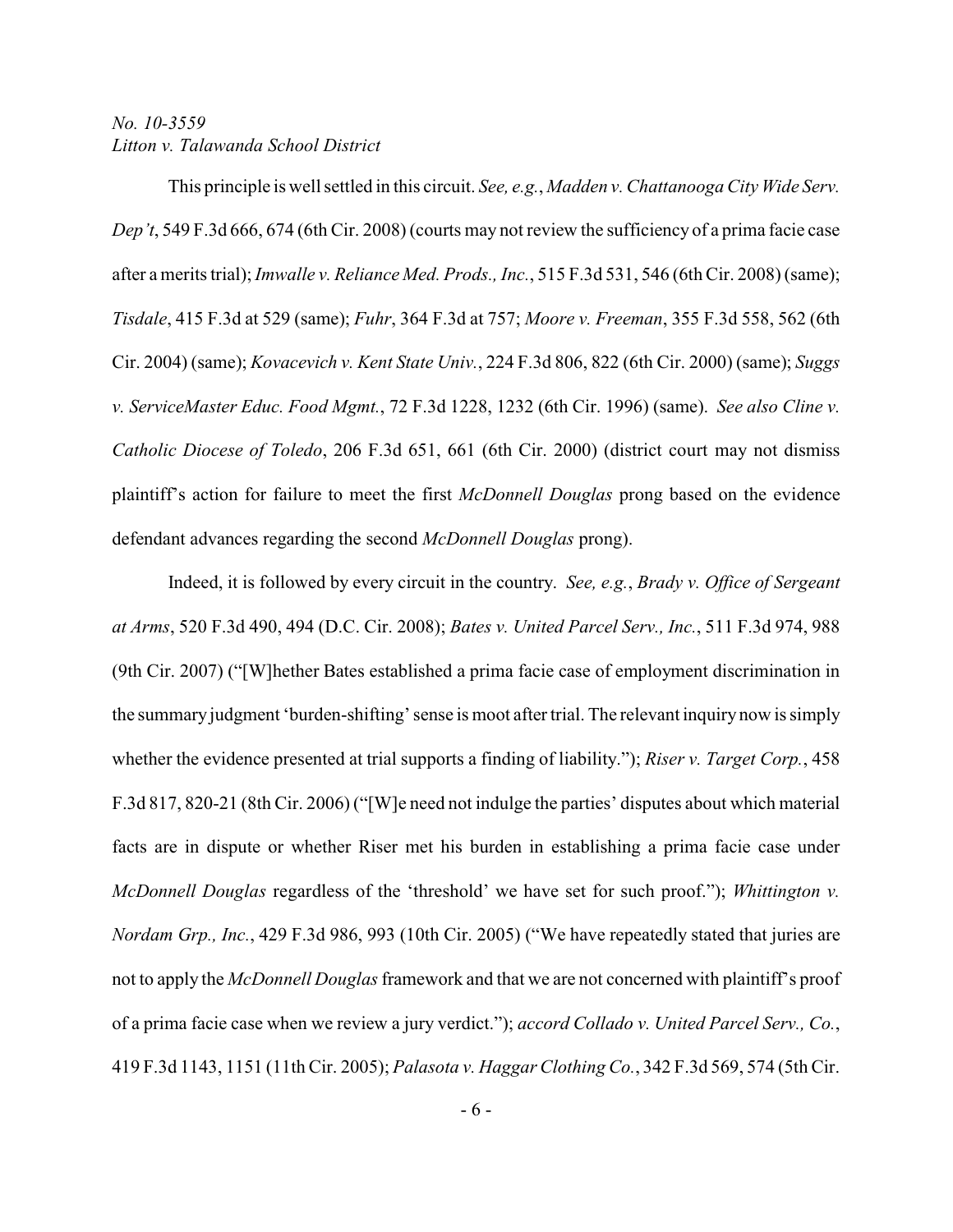This principle is well settled in this circuit. *See, e.g.*, *Madden v. Chattanooga City Wide Serv. Dep't*, 549 F.3d 666, 674 (6th Cir. 2008) (courts may not review the sufficiency of a prima facie case after a merits trial); *Imwalle v. Reliance Med. Prods., Inc.*, 515 F.3d 531, 546 (6th Cir. 2008) (same); *Tisdale*, 415 F.3d at 529 (same); *Fuhr*, 364 F.3d at 757; *Moore v. Freeman*, 355 F.3d 558, 562 (6th Cir. 2004) (same); *Kovacevich v. Kent State Univ.*, 224 F.3d 806, 822 (6th Cir. 2000) (same); *Suggs v. ServiceMaster Educ. Food Mgmt.*, 72 F.3d 1228, 1232 (6th Cir. 1996) (same). *See also Cline v. Catholic Diocese of Toledo*, 206 F.3d 651, 661 (6th Cir. 2000) (district court may not dismiss plaintiff's action for failure to meet the first *McDonnell Douglas* prong based on the evidence defendant advances regarding the second *McDonnell Douglas* prong).

Indeed, it is followed by every circuit in the country. *See, e.g.*, *Brady v. Office of Sergeant at Arms*, 520 F.3d 490, 494 (D.C. Cir. 2008); *Bates v. United Parcel Serv., Inc.*, 511 F.3d 974, 988 (9th Cir. 2007) ("[W]hether Bates established a prima facie case of employment discrimination in the summary judgment 'burden-shifting' sense is moot after trial. The relevant inquiry now is simply whether the evidence presented at trial supports a finding of liability."); *Riser v. Target Corp.*, 458 F.3d 817, 820-21 (8th Cir. 2006) ("[W]e need not indulge the parties' disputes about which material facts are in dispute or whether Riser met his burden in establishing a prima facie case under *McDonnell Douglas* regardless of the 'threshold' we have set for such proof."); *Whittington v. Nordam Grp., Inc.*, 429 F.3d 986, 993 (10th Cir. 2005) ("We have repeatedly stated that juries are not to apply the *McDonnell Douglas* framework and that we are not concerned with plaintiff's proof of a prima facie case when we review a jury verdict."); *accord Collado v. United Parcel Serv., Co.*, 419 F.3d 1143, 1151 (11th Cir. 2005); *Palasota v. Haggar Clothing Co.*, 342 F.3d 569, 574 (5th Cir.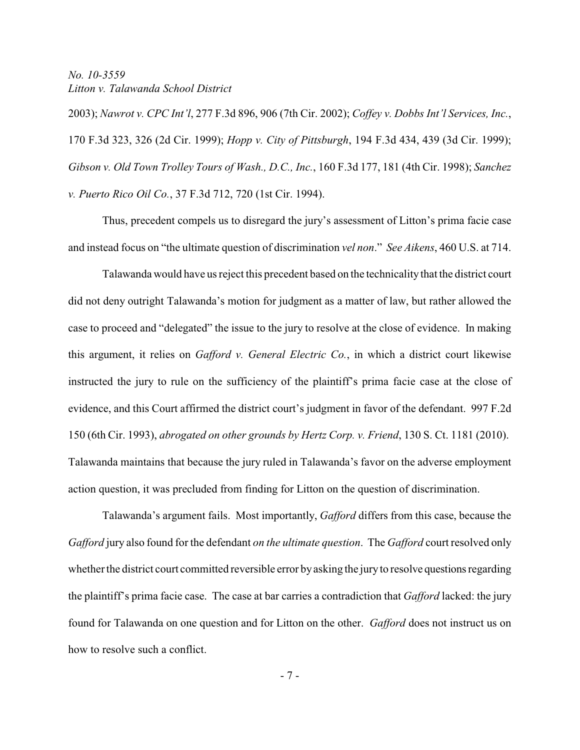2003); *Nawrot v. CPC Int'l*, 277 F.3d 896, 906 (7th Cir. 2002); *Coffey v. Dobbs Int'l Services, Inc.*, 170 F.3d 323, 326 (2d Cir. 1999); *Hopp v. City of Pittsburgh*, 194 F.3d 434, 439 (3d Cir. 1999); *Gibson v. Old Town Trolley Tours of Wash., D.C., Inc.*, 160 F.3d 177, 181 (4th Cir. 1998); *Sanchez v. Puerto Rico Oil Co.*, 37 F.3d 712, 720 (1st Cir. 1994).

Thus, precedent compels us to disregard the jury's assessment of Litton's prima facie case and instead focus on "the ultimate question of discrimination *vel non*." *See Aikens*, 460 U.S. at 714.

Talawanda would have us reject this precedent based on the technicality that the district court did not deny outright Talawanda's motion for judgment as a matter of law, but rather allowed the case to proceed and "delegated" the issue to the jury to resolve at the close of evidence. In making this argument, it relies on *Gafford v. General Electric Co.*, in which a district court likewise instructed the jury to rule on the sufficiency of the plaintiff's prima facie case at the close of evidence, and this Court affirmed the district court's judgment in favor of the defendant. 997 F.2d 150 (6th Cir. 1993), *abrogated on other grounds by Hertz Corp. v. Friend*, 130 S. Ct. 1181 (2010). Talawanda maintains that because the jury ruled in Talawanda's favor on the adverse employment action question, it was precluded from finding for Litton on the question of discrimination.

Talawanda's argument fails. Most importantly, *Gafford* differs from this case, because the *Gafford* jury also found for the defendant *on the ultimate question*. The *Gafford* court resolved only whether the district court committed reversible error by asking the jury to resolve questions regarding the plaintiff's prima facie case. The case at bar carries a contradiction that *Gafford* lacked: the jury found for Talawanda on one question and for Litton on the other. *Gafford* does not instruct us on how to resolve such a conflict.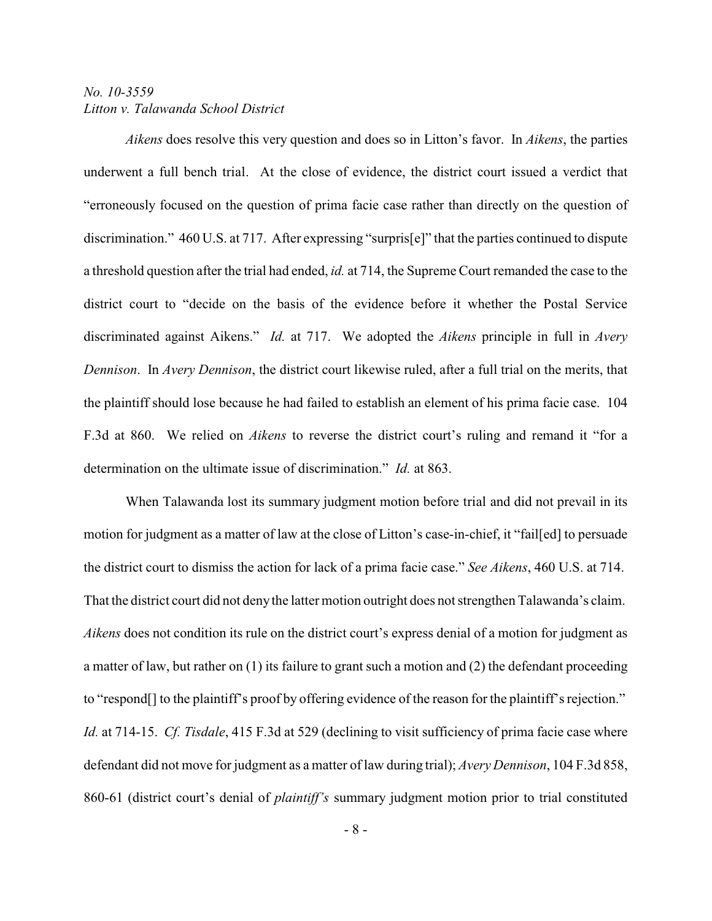*Aikens* does resolve this very question and does so in Litton's favor. In *Aikens*, the parties underwent a full bench trial. At the close of evidence, the district court issued a verdict that "erroneously focused on the question of prima facie case rather than directly on the question of discrimination." 460 U.S. at 717. After expressing "surpris[e]" that the parties continued to dispute a threshold question after the trial had ended, *id.* at 714, the Supreme Court remanded the case to the district court to "decide on the basis of the evidence before it whether the Postal Service discriminated against Aikens." *Id.* at 717. We adopted the *Aikens* principle in full in *Avery Dennison*. In *Avery Dennison*, the district court likewise ruled, after a full trial on the merits, that the plaintiff should lose because he had failed to establish an element of his prima facie case. 104 F.3d at 860. We relied on *Aikens* to reverse the district court's ruling and remand it "for a determination on the ultimate issue of discrimination." *Id.* at 863.

When Talawanda lost its summary judgment motion before trial and did not prevail in its motion for judgment as a matter of law at the close of Litton's case-in-chief, it "fail[ed] to persuade the district court to dismiss the action for lack of a prima facie case." *See Aikens*, 460 U.S. at 714. That the district court did not deny the latter motion outright does not strengthen Talawanda's claim. *Aikens* does not condition its rule on the district court's express denial of a motion for judgment as a matter of law, but rather on (1) its failure to grant such a motion and (2) the defendant proceeding to "respond[] to the plaintiff's proof by offering evidence of the reason for the plaintiff's rejection." *Id.* at 714-15. *Cf. Tisdale*, 415 F.3d at 529 (declining to visit sufficiency of prima facie case where defendant did not move for judgment as a matter of law during trial); *Avery Dennison*, 104 F.3d 858, 860-61 (district court's denial of *plaintiff's* summary judgment motion prior to trial constituted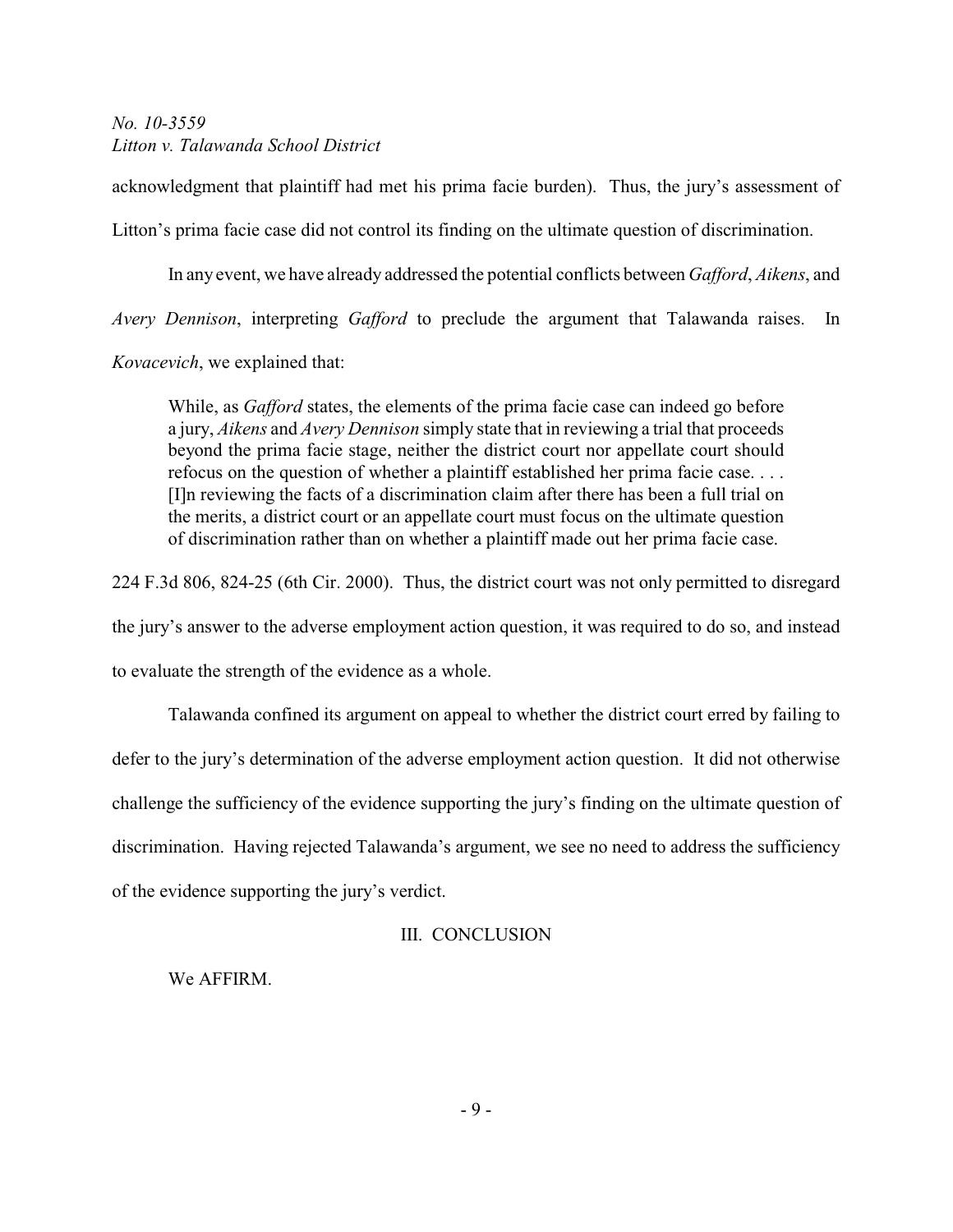acknowledgment that plaintiff had met his prima facie burden). Thus, the jury's assessment of Litton's prima facie case did not control its finding on the ultimate question of discrimination.

In any event, we have already addressed the potential conflicts between *Gafford*, *Aikens*, and *Avery Dennison*, interpreting *Gafford* to preclude the argument that Talawanda raises. In *Kovacevich*, we explained that:

> While, as *Gafford* states, the elements of the prima facie case can indeed go before a jury, *Aikens* and *Avery Dennison* simply state that in reviewing a trial that proceeds beyond the prima facie stage, neither the district court nor appellate court should refocus on the question of whether a plaintiff established her prima facie case. . . . [I]n reviewing the facts of a discrimination claim after there has been a full trial on the merits, a district court or an appellate court must focus on the ultimate question of discrimination rather than on whether a plaintiff made out her prima facie case.

224 F.3d 806, 824-25 (6th Cir. 2000). Thus, the district court was not only permitted to disregard the jury's answer to the adverse employment action question, it was required to do so, and instead to evaluate the strength of the evidence as a whole.

Talawanda confined its argument on appeal to whether the district court erred by failing to defer to the jury's determination of the adverse employment action question. It did not otherwise challenge the sufficiency of the evidence supporting the jury's finding on the ultimate question of discrimination. Having rejected Talawanda's argument, we see no need to address the sufficiency of the evidence supporting the jury's verdict.

## III. CONCLUSION

We AFFIRM.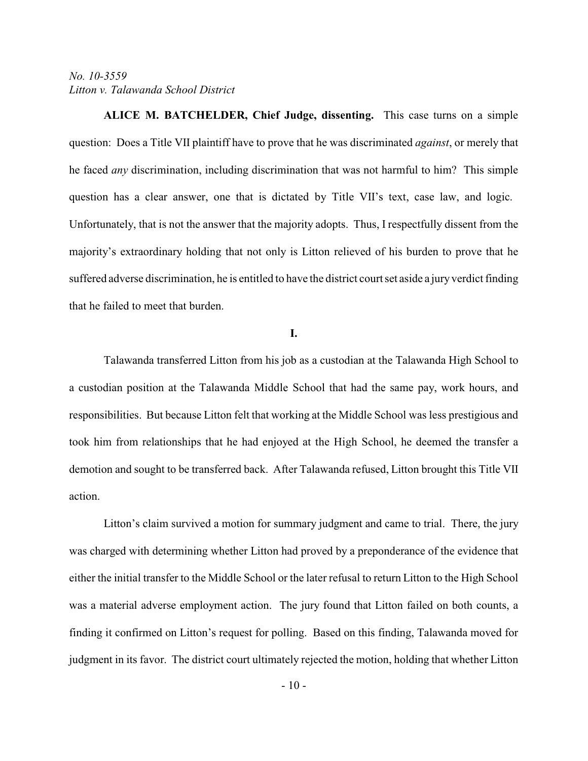**ALICE M. BATCHELDER, Chief Judge, dissenting.** This case turns on a simple question: Does a Title VII plaintiff have to prove that he was discriminated *against*, or merely that he faced *any* discrimination, including discrimination that was not harmful to him? This simple question has a clear answer, one that is dictated by Title VII's text, case law, and logic. Unfortunately, that is not the answer that the majority adopts. Thus, I respectfully dissent from the majority's extraordinary holding that not only is Litton relieved of his burden to prove that he suffered adverse discrimination, he is entitled to have the district court set aside a jury verdict finding that he failed to meet that burden.

## I.

Talawanda transferred Litton from his job as a custodian at the Talawanda High School to a custodian position at the Talawanda Middle School that had the same pay, work hours, and responsibilities. But because Litton felt that working at the Middle School was less prestigious and took him from relationships that he had enjoyed at the High School, he deemed the transfer a demotion and sought to be transferred back. After Talawanda refused, Litton brought this Title VII action.

Litton's claim survived a motion for summary judgment and came to trial. There, the jury was charged with determining whether Litton had proved by a preponderance of the evidence that either the initial transfer to the Middle School or the later refusal to return Litton to the High School was a material adverse employment action. The jury found that Litton failed on both counts, a finding it confirmed on Litton's request for polling. Based on this finding, Talawanda moved for judgment in its favor. The district court ultimately rejected the motion, holding that whether Litton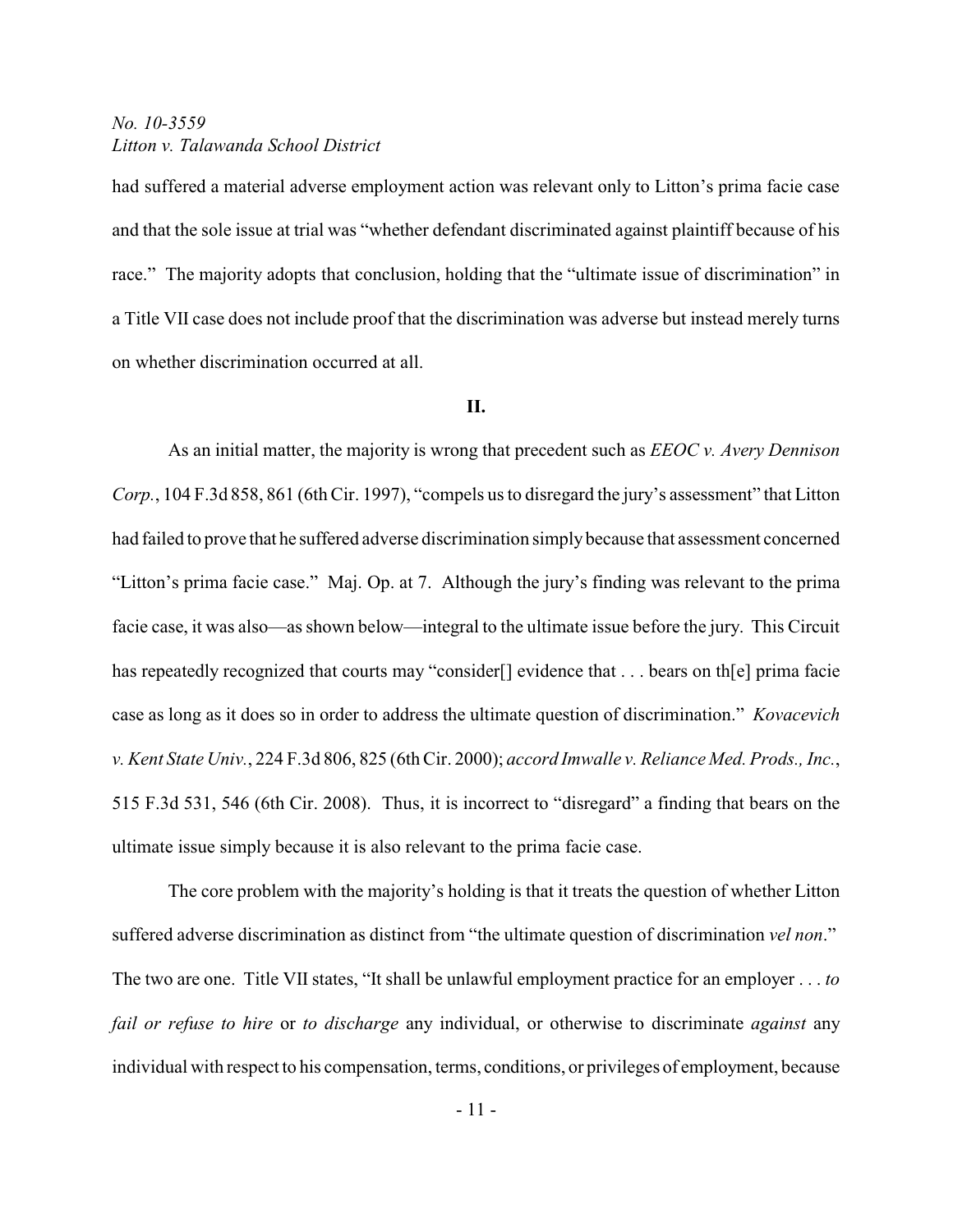had suffered a material adverse employment action was relevant only to Litton's prima facie case and that the sole issue at trial was "whether defendant discriminated against plaintiff because of his race." The majority adopts that conclusion, holding that the "ultimate issue of discrimination" in a Title VII case does not include proof that the discrimination was adverse but instead merely turns on whether discrimination occurred at all.

## II.

As an initial matter, the majority is wrong that precedent such as *EEOC v. Avery Dennison Corp.*, 104 F.3d 858, 861 (6th Cir. 1997), "compels us to disregard the jury's assessment" that Litton had failed to prove that he suffered adverse discrimination simply because that assessment concerned "Litton's prima facie case." Maj. Op. at 7. Although the jury's finding was relevant to the prima facie case, it was also—as shown below—integral to the ultimate issue before the jury. This Circuit has repeatedly recognized that courts may "consider[] evidence that . . . bears on th[e] prima facie case as long as it does so in order to address the ultimate question of discrimination." *Kovacevich v. Kent State Univ.*, 224 F.3d 806, 825 (6th Cir. 2000); *accord Imwalle v. Reliance Med. Prods., Inc.*, 515 F.3d 531, 546 (6th Cir. 2008). Thus, it is incorrect to "disregard" a finding that bears on the ultimate issue simply because it is also relevant to the prima facie case.

The core problem with the majority's holding is that it treats the question of whether Litton suffered adverse discrimination as distinct from "the ultimate question of discrimination *vel non*." The two are one. Title VII states, "It shall be unlawful employment practice for an employer . . . *to fail or refuse to hire* or *to discharge* any individual, or otherwise to discriminate *against* any individual with respect to his compensation, terms, conditions, or privileges of employment, because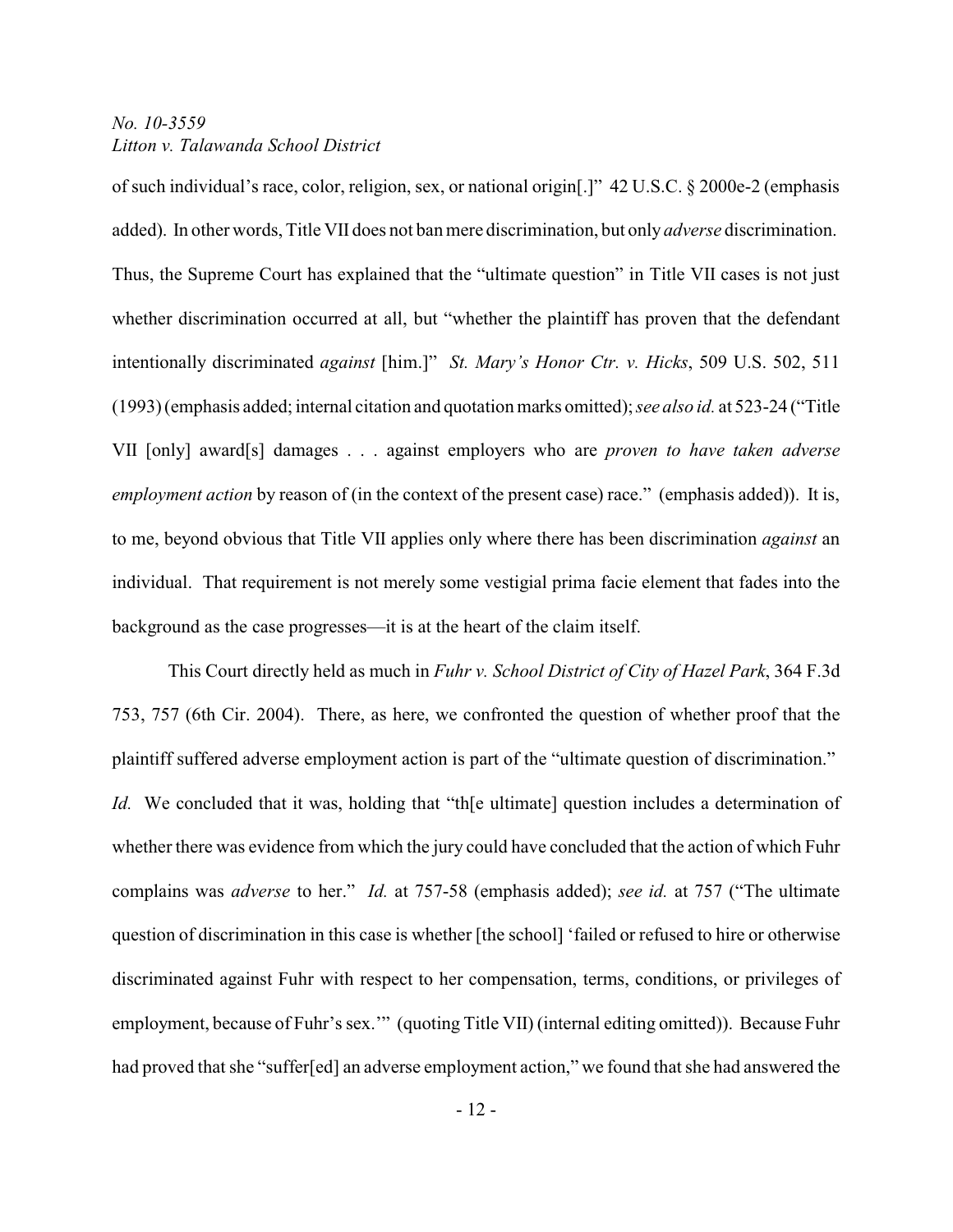of such individual's race, color, religion, sex, or national origin[.]" 42 U.S.C. § 2000e-2 (emphasis added). In other words, Title VII does not ban mere discrimination, but only *adverse* discrimination. Thus, the Supreme Court has explained that the "ultimate question" in Title VII cases is not just whether discrimination occurred at all, but "whether the plaintiff has proven that the defendant intentionally discriminated *against* [him.]" *St. Mary's Honor Ctr. v. Hicks*, 509 U.S. 502, 511 (1993) (emphasis added; internal citation and quotation marks omitted); *see also id.* at 523-24 ("Title VII [only] award[s] damages . . . against employers who are *proven to have taken adverse employment action* by reason of (in the context of the present case) race." (emphasis added)). It is, to me, beyond obvious that Title VII applies only where there has been discrimination *against* an individual. That requirement is not merely some vestigial prima facie element that fades into the background as the case progresses—it is at the heart of the claim itself.

This Court directly held as much in *Fuhr v. School District of City of Hazel Park*, 364 F.3d 753, 757 (6th Cir. 2004). There, as here, we confronted the question of whether proof that the plaintiff suffered adverse employment action is part of the "ultimate question of discrimination." *Id.* We concluded that it was, holding that "th[e ultimate] question includes a determination of whether there was evidence from which the jury could have concluded that the action of which Fuhr complains was *adverse* to her." *Id.* at 757-58 (emphasis added); *see id.* at 757 ("The ultimate question of discrimination in this case is whether [the school] 'failed or refused to hire or otherwise discriminated against Fuhr with respect to her compensation, terms, conditions, or privileges of employment, because of Fuhr's sex.'" (quoting Title VII) (internal editing omitted)). Because Fuhr had proved that she "suffer[ed] an adverse employment action," we found that she had answered the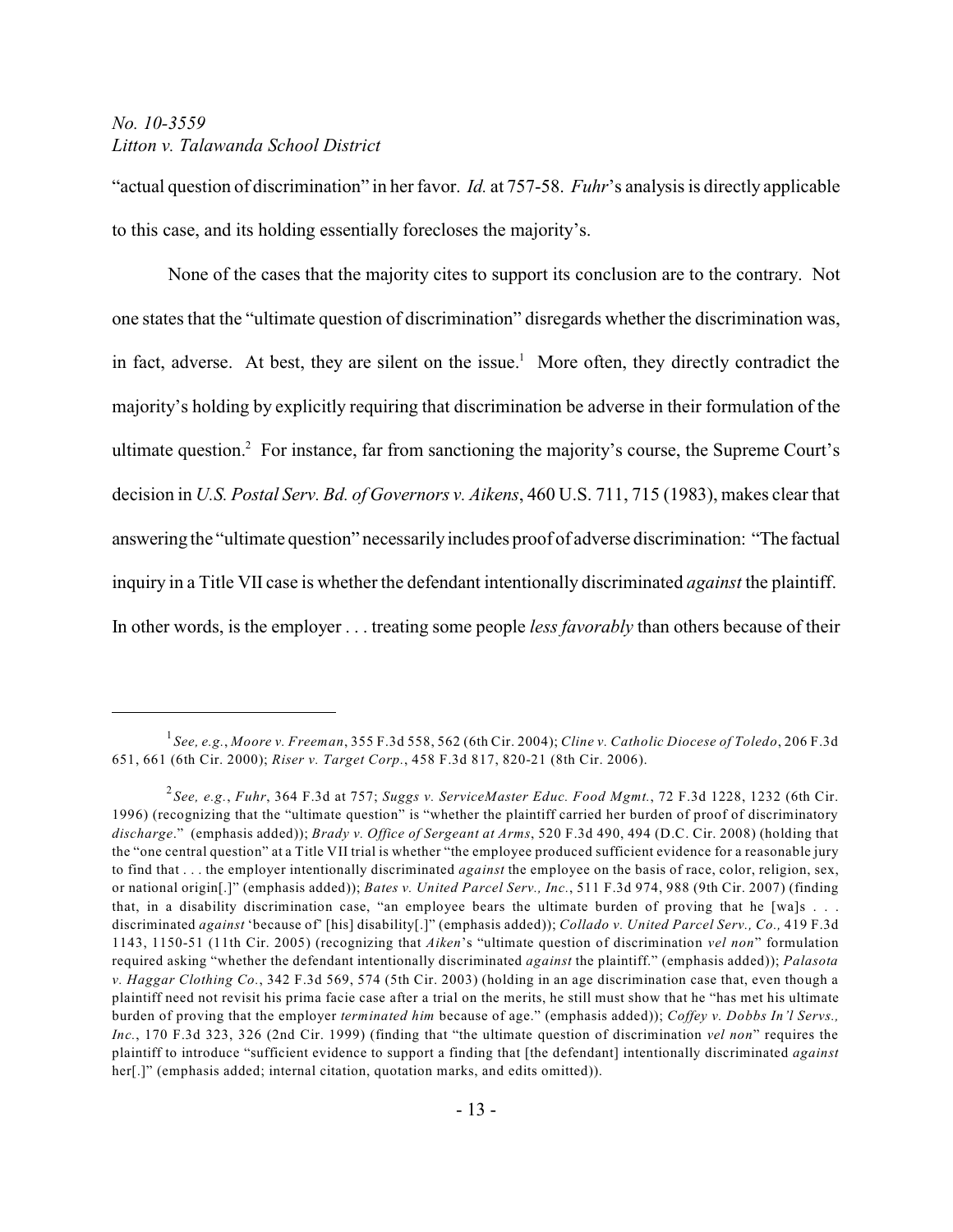"actual question of discrimination" in her favor. *Id.* at 757-58. *Fuhr*'s analysis is directly applicable to this case, and its holding essentially forecloses the majority's.

None of the cases that the majority cites to support its conclusion are to the contrary. Not one states that the "ultimate question of discrimination" disregards whether the discrimination was, in fact, adverse. At best, they are silent on the issue.[1] More often, they directly contradict the majority's holding by explicitly requiring that discrimination be adverse in their formulation of the ultimate question.[2] For instance, far from sanctioning the majority's course, the Supreme Court's decision in *U.S. Postal Serv. Bd. of Governors v. Aikens*, 460 U.S. 711, 715 (1983), makes clear that answering the "ultimate question" necessarily includes proof of adverse discrimination: "The factual inquiry in a Title VII case is whether the defendant intentionally discriminated *against* the plaintiff. In other words, is the employer . . . treating some people *less favorably* than others because of their

---

[1] *See, e.g.*, *Moore v. Freeman*, 355 F.3d 558, 562 (6th Cir. 2004); *Cline v. Catholic Diocese of Toledo*, 206 F.3d 651, 661 (6th Cir. 2000); *Riser v. Target Corp.*, 458 F.3d 817, 820-21 (8th Cir. 2006).

[2] *See, e.g.*, *Fuhr*, 364 F.3d at 757; *Suggs v. ServiceMaster Educ. Food Mgmt.*, 72 F.3d 1228, 1232 (6th Cir. 1996) (recognizing that the "ultimate question" is "whether the plaintiff carried her burden of proof of discriminatory *discharge*." (emphasis added)); *Brady v. Office of Sergeant at Arms*, 520 F.3d 490, 494 (D.C. Cir. 2008) (holding that the "one central question" at a Title VII trial is whether "the employee produced sufficient evidence for a reasonable jury to find that . . . the employer intentionally discriminated *against* the employee on the basis of race, color, religion, sex, or national origin[.]" (emphasis added)); *Bates v. United Parcel Serv., Inc.*, 511 F.3d 974, 988 (9th Cir. 2007) (finding that, in a disability discrimination case, "an employee bears the ultimate burden of proving that he [wa]s . . . discriminated *against* 'because of' [his] disability[.]" (emphasis added)); *Collado v. United Parcel Serv., Co.,* 419 F.3d 1143, 1150-51 (11th Cir. 2005) (recognizing that *Aiken*'s "ultimate question of discrimination *vel non*" formulation required asking "whether the defendant intentionally discriminated *against* the plaintiff." (emphasis added)); *Palasota v. Haggar Clothing Co.*, 342 F.3d 569, 574 (5th Cir. 2003) (holding in an age discrimination case that, even though a plaintiff need not revisit his prima facie case after a trial on the merits, he still must show that he "has met his ultimate burden of proving that the employer *terminated him* because of age." (emphasis added)); *Coffey v. Dobbs In'l Servs., Inc.*, 170 F.3d 323, 326 (2nd Cir. 1999) (finding that "the ultimate question of discrimination *vel non*" requires the plaintiff to introduce "sufficient evidence to support a finding that [the defendant] intentionally discriminated *against* her[.]" (emphasis added; internal citation, quotation marks, and edits omitted)).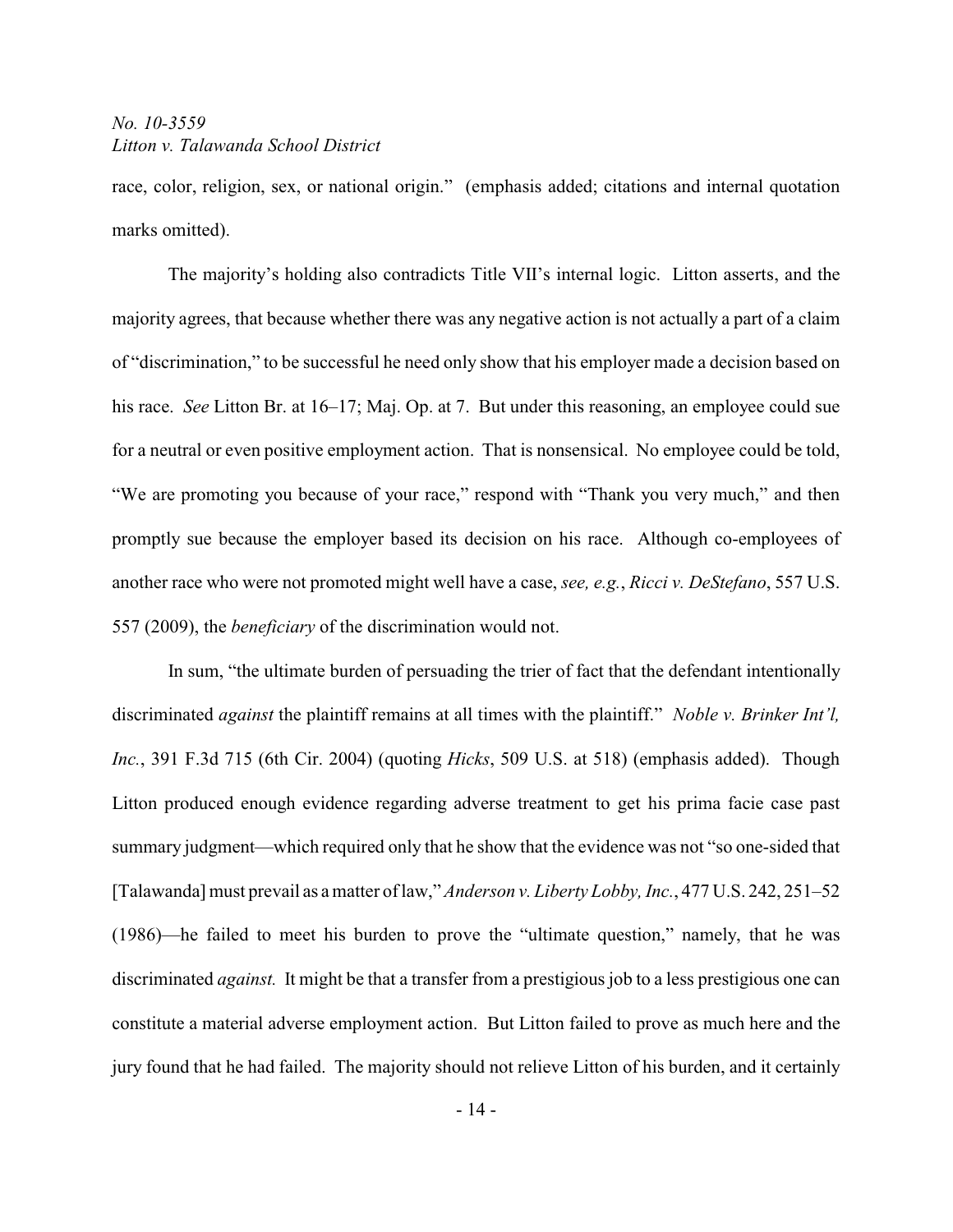race, color, religion, sex, or national origin." (emphasis added; citations and internal quotation marks omitted).

The majority's holding also contradicts Title VII's internal logic. Litton asserts, and the majority agrees, that because whether there was any negative action is not actually a part of a claim of "discrimination," to be successful he need only show that his employer made a decision based on his race. *See* Litton Br. at 16–17; Maj. Op. at 7. But under this reasoning, an employee could sue for a neutral or even positive employment action. That is nonsensical. No employee could be told, "We are promoting you because of your race," respond with "Thank you very much," and then promptly sue because the employer based its decision on his race. Although co-employees of another race who were not promoted might well have a case, *see, e.g.*, *Ricci v. DeStefano*, 557 U.S. 557 (2009), the *beneficiary* of the discrimination would not.

In sum, "the ultimate burden of persuading the trier of fact that the defendant intentionally discriminated *against* the plaintiff remains at all times with the plaintiff." *Noble v. Brinker Int'l, Inc.*, 391 F.3d 715 (6th Cir. 2004) (quoting *Hicks*, 509 U.S. at 518) (emphasis added). Though Litton produced enough evidence regarding adverse treatment to get his prima facie case past summary judgment—which required only that he show that the evidence was not "so one-sided that [Talawanda] must prevail as a matter of law," *Anderson v. Liberty Lobby, Inc.*, 477 U.S. 242, 251–52 (1986)—he failed to meet his burden to prove the "ultimate question," namely, that he was discriminated *against.* It might be that a transfer from a prestigious job to a less prestigious one can constitute a material adverse employment action. But Litton failed to prove as much here and the jury found that he had failed. The majority should not relieve Litton of his burden, and it certainly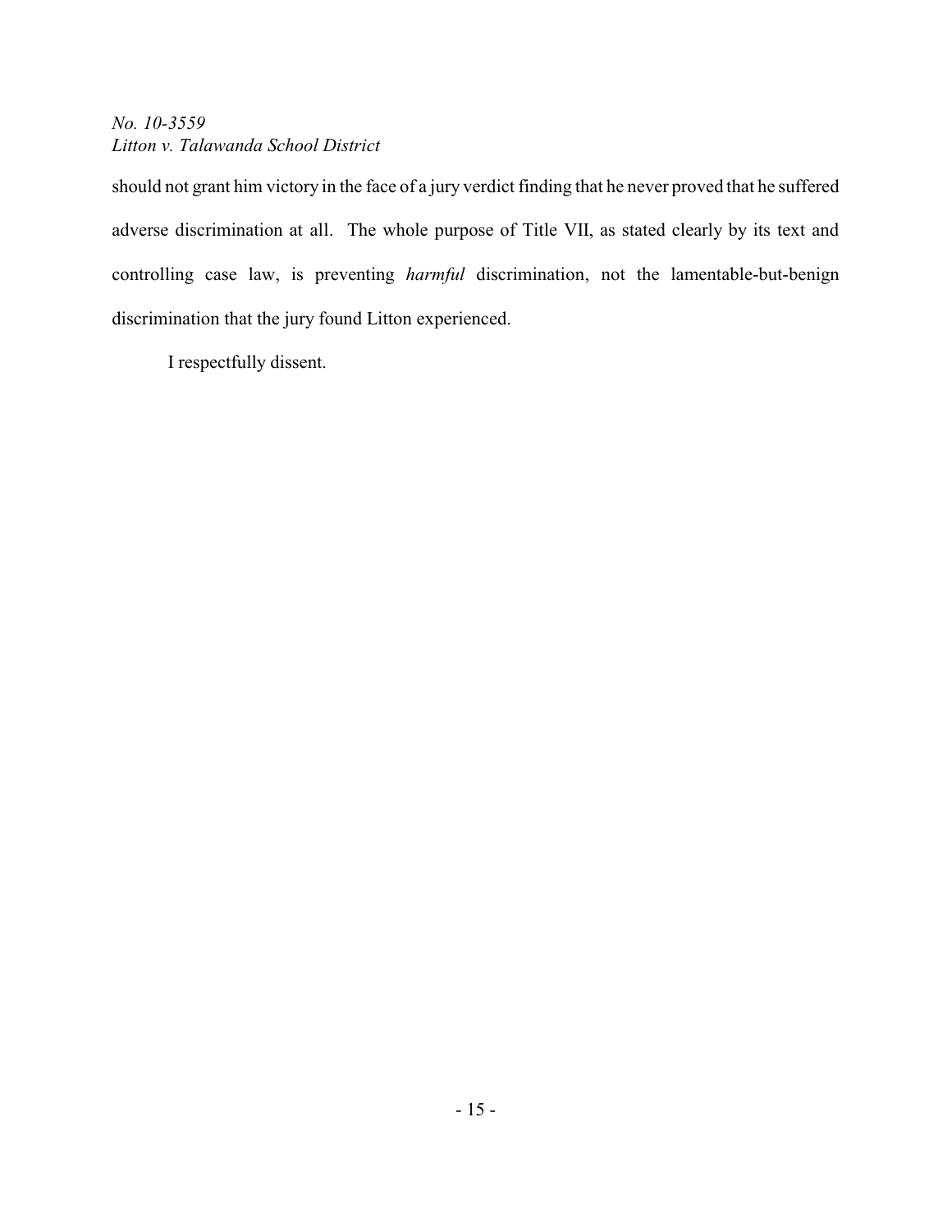should not grant him victory in the face of a jury verdict finding that he never proved that he suffered adverse discrimination at all. The whole purpose of Title VII, as stated clearly by its text and controlling case law, is preventing *harmful* discrimination, not the lamentable-but-benign discrimination that the jury found Litton experienced.

I respectfully dissent.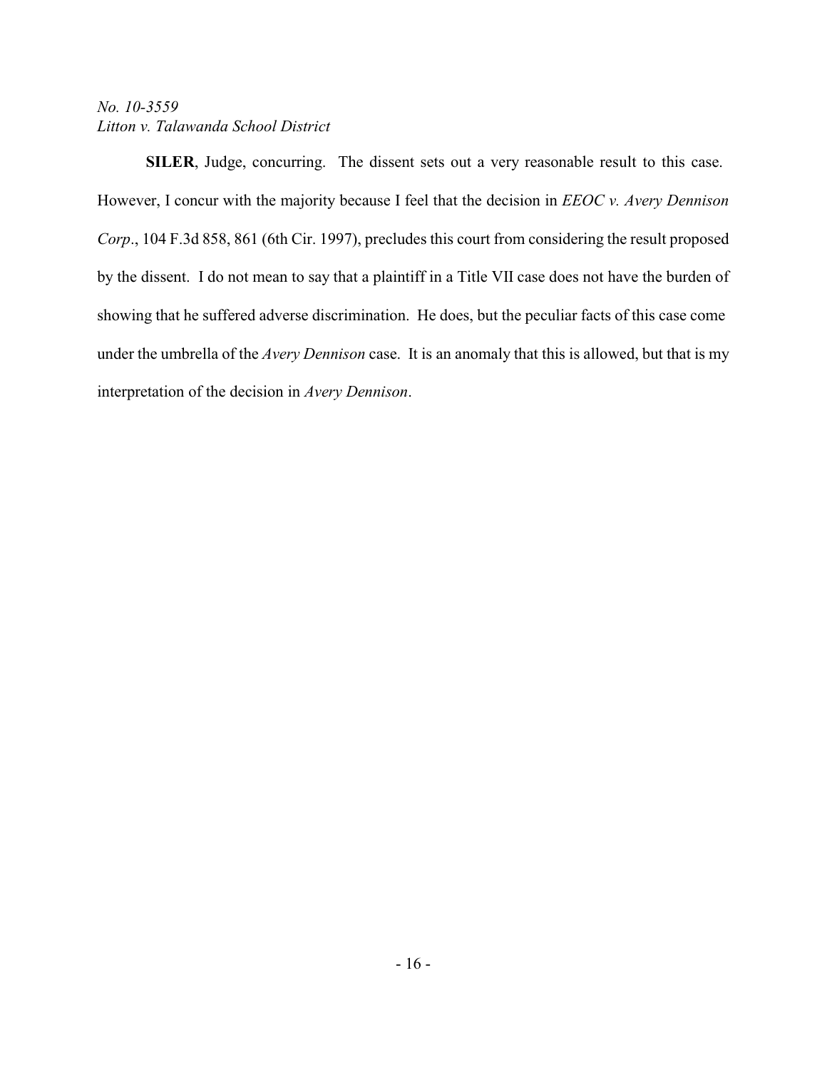**SILER**, Judge, concurring. The dissent sets out a very reasonable result to this case. However, I concur with the majority because I feel that the decision in *EEOC v. Avery Dennison Corp*., 104 F.3d 858, 861 (6th Cir. 1997), precludes this court from considering the result proposed by the dissent. I do not mean to say that a plaintiff in a Title VII case does not have the burden of showing that he suffered adverse discrimination. He does, but the peculiar facts of this case come under the umbrella of the *Avery Dennison* case. It is an anomaly that this is allowed, but that is my interpretation of the decision in *Avery Dennison*.